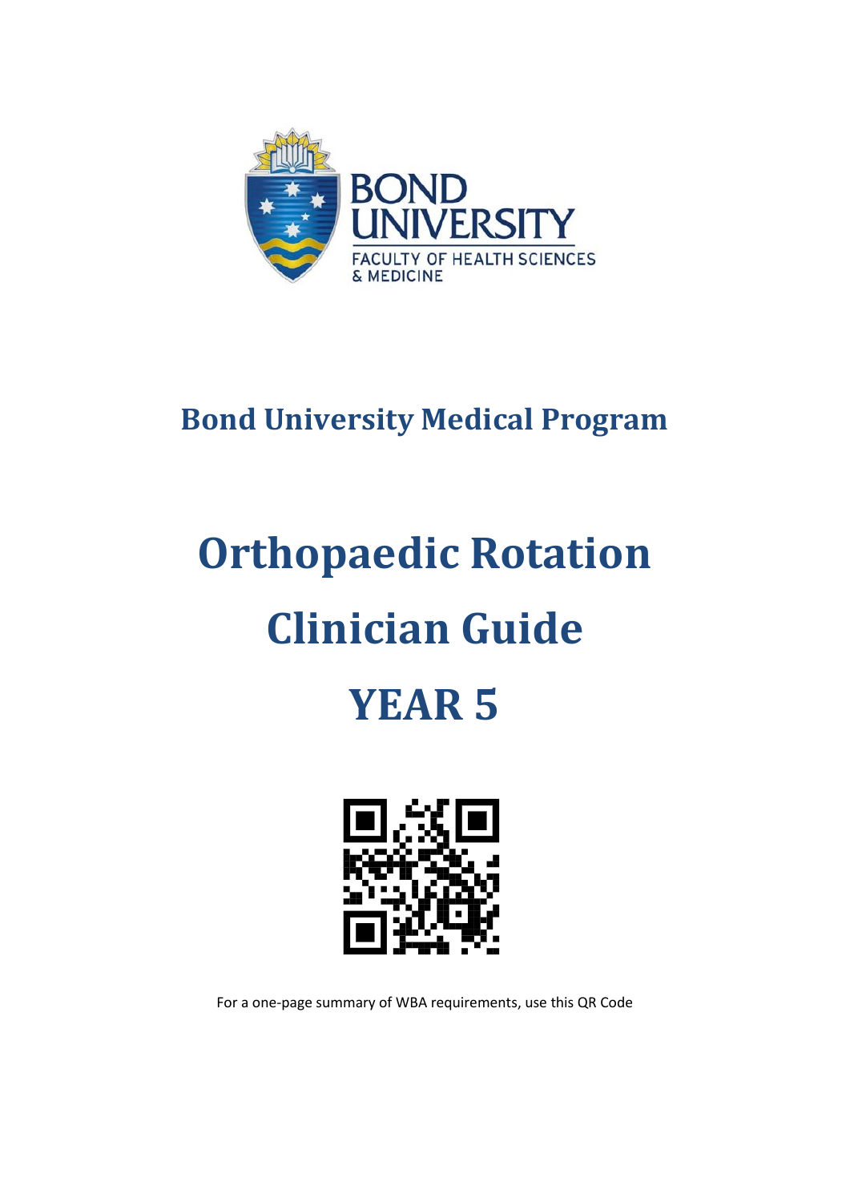BOND UNIVERSITY

FACULTY OF HEALTH SCIENCES & MEDICINE

## Bond University Medical Program

# Orthopaedic Rotation

# Clinician Guide

# YEAR 5

For a one-page summary of WBA requirements, use this QR Code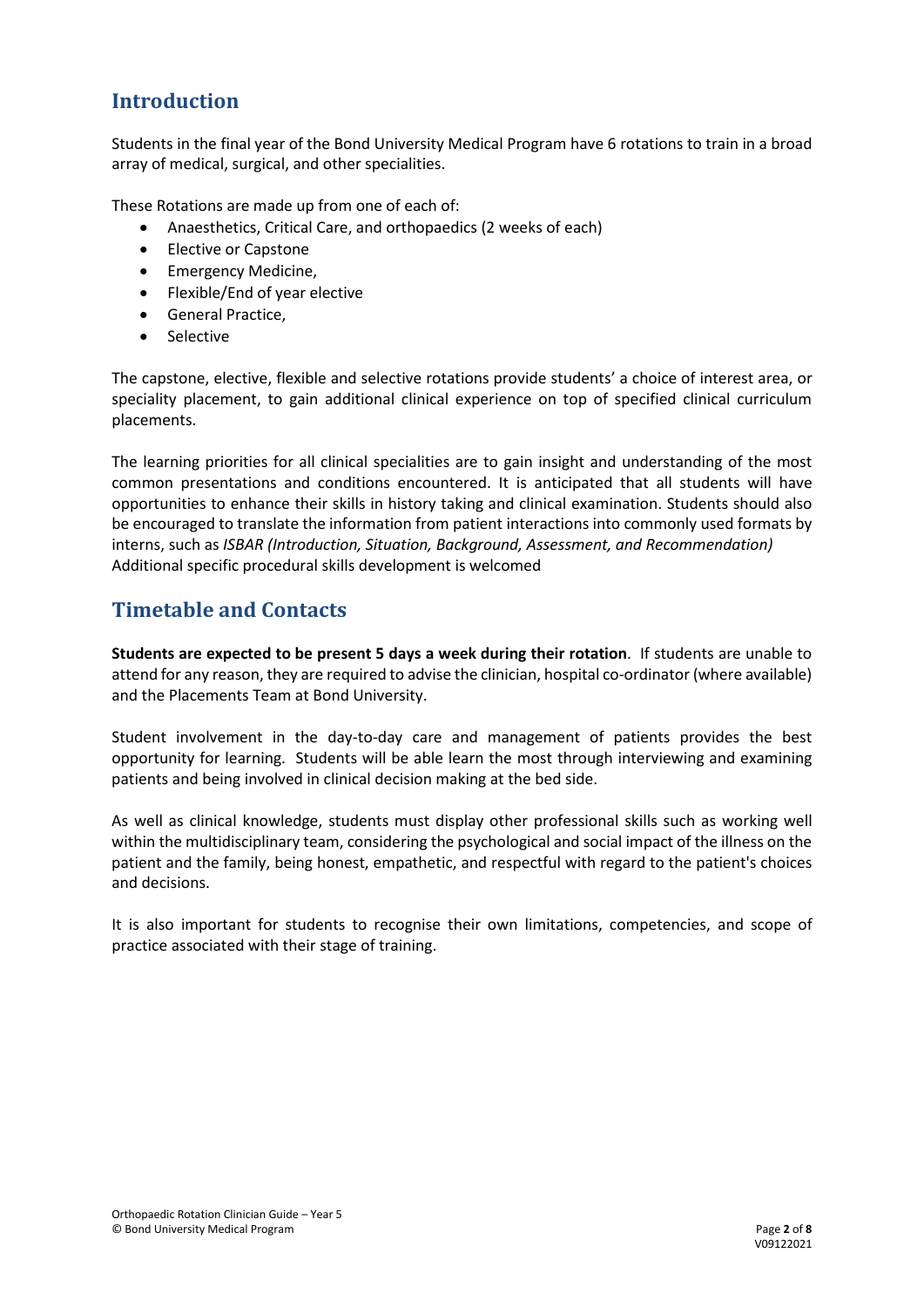## Introduction

Students in the final year of the Bond University Medical Program have 6 rotations to train in a broad array of medical, surgical, and other specialities.

These Rotations are made up from one of each of:

- Anaesthetics, Critical Care, and orthopaedics (2 weeks of each)
- Elective or Capstone
- Emergency Medicine,
- Flexible/End of year elective
- General Practice,
- Selective

The capstone, elective, flexible and selective rotations provide students' a choice of interest area, or speciality placement, to gain additional clinical experience on top of specified clinical curriculum placements.

The learning priorities for all clinical specialities are to gain insight and understanding of the most common presentations and conditions encountered. It is anticipated that all students will have opportunities to enhance their skills in history taking and clinical examination. Students should also be encouraged to translate the information from patient interactions into commonly used formats by interns, such as *ISBAR (Introduction, Situation, Background, Assessment, and Recommendation)* Additional specific procedural skills development is welcomed

## Timetable and Contacts

**Students are expected to be present 5 days a week during their rotation**. If students are unable to attend for any reason, they are required to advise the clinician, hospital co-ordinator (where available) and the Placements Team at Bond University.

Student involvement in the day-to-day care and management of patients provides the best opportunity for learning. Students will be able learn the most through interviewing and examining patients and being involved in clinical decision making at the bed side.

As well as clinical knowledge, students must display other professional skills such as working well within the multidisciplinary team, considering the psychological and social impact of the illness on the patient and the family, being honest, empathetic, and respectful with regard to the patient's choices and decisions.

It is also important for students to recognise their own limitations, competencies, and scope of practice associated with their stage of training.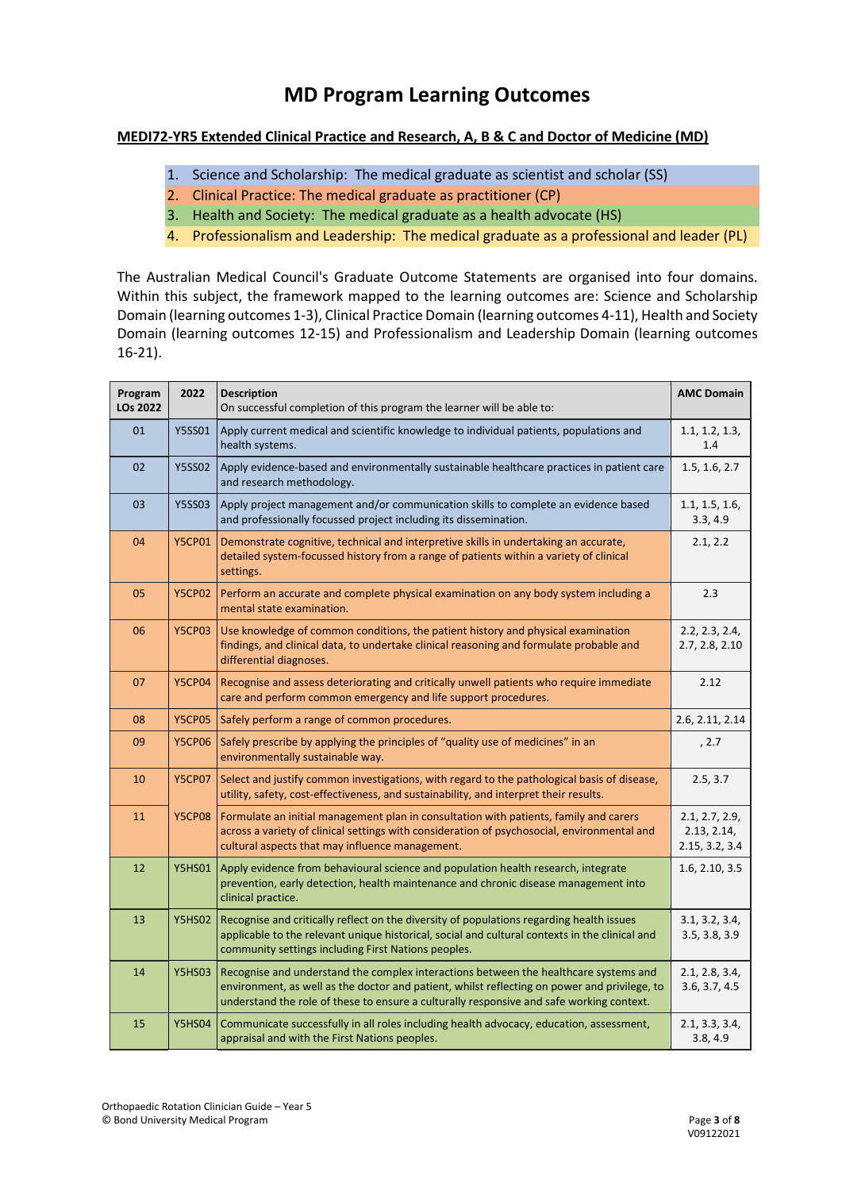# MD Program Learning Outcomes

**MEDI72-YR5 Extended Clinical Practice and Research, A, B & C and Doctor of Medicine (MD)**

1. Science and Scholarship: The medical graduate as scientist and scholar (SS)
2. Clinical Practice: The medical graduate as practitioner (CP)
3. Health and Society: The medical graduate as a health advocate (HS)
4. Professionalism and Leadership: The medical graduate as a professional and leader (PL)

The Australian Medical Council's Graduate Outcome Statements are organised into four domains. Within this subject, the framework mapped to the learning outcomes are: Science and Scholarship Domain (learning outcomes 1-3), Clinical Practice Domain (learning outcomes 4-11), Health and Society Domain (learning outcomes 12-15) and Professionalism and Leadership Domain (learning outcomes 16-21).

| Program LOs 2022 | 2022 | Description<br>On successful completion of this program the learner will be able to: | AMC Domain |
|---|---|---|---|
| 01 | Y5SS01 | Apply current medical and scientific knowledge to individual patients, populations and health systems. | 1.1, 1.2, 1.3, 1.4 |
| 02 | Y5SS02 | Apply evidence-based and environmentally sustainable healthcare practices in patient care and research methodology. | 1.5, 1.6, 2.7 |
| 03 | Y5SS03 | Apply project management and/or communication skills to complete an evidence based and professionally focussed project including its dissemination. | 1.1, 1.5, 1.6, 3.3, 4.9 |
| 04 | Y5CP01 | Demonstrate cognitive, technical and interpretive skills in undertaking an accurate, detailed system-focussed history from a range of patients within a variety of clinical settings. | 2.1, 2.2 |
| 05 | Y5CP02 | Perform an accurate and complete physical examination on any body system including a mental state examination. | 2.3 |
| 06 | Y5CP03 | Use knowledge of common conditions, the patient history and physical examination findings, and clinical data, to undertake clinical reasoning and formulate probable and differential diagnoses. | 2.2, 2.3, 2.4, 2.7, 2.8, 2.10 |
| 07 | Y5CP04 | Recognise and assess deteriorating and critically unwell patients who require immediate care and perform common emergency and life support procedures. | 2.12 |
| 08 | Y5CP05 | Safely perform a range of common procedures. | 2.6, 2.11, 2.14 |
| 09 | Y5CP06 | Safely prescribe by applying the principles of "quality use of medicines" in an environmentally sustainable way. | , 2.7 |
| 10 | Y5CP07 | Select and justify common investigations, with regard to the pathological basis of disease, utility, safety, cost-effectiveness, and sustainability, and interpret their results. | 2.5, 3.7 |
| 11 | Y5CP08 | Formulate an initial management plan in consultation with patients, family and carers across a variety of clinical settings with consideration of psychosocial, environmental and cultural aspects that may influence management. | 2.1, 2.7, 2.9, 2.13, 2.14, 2.15, 3.2, 3.4 |
| 12 | Y5HS01 | Apply evidence from behavioural science and population health research, integrate prevention, early detection, health maintenance and chronic disease management into clinical practice. | 1.6, 2.10, 3.5 |
| 13 | Y5HS02 | Recognise and critically reflect on the diversity of populations regarding health issues applicable to the relevant unique historical, social and cultural contexts in the clinical and community settings including First Nations peoples. | 3.1, 3.2, 3.4, 3.5, 3.8, 3.9 |
| 14 | Y5HS03 | Recognise and understand the complex interactions between the healthcare systems and environment, as well as the doctor and patient, whilst reflecting on power and privilege, to understand the role of these to ensure a culturally responsive and safe working context. | 2.1, 2.8, 3.4, 3.6, 3.7, 4.5 |
| 15 | Y5HS04 | Communicate successfully in all roles including health advocacy, education, assessment, appraisal and with the First Nations peoples. | 2.1, 3.3, 3.4, 3.8, 4.9 |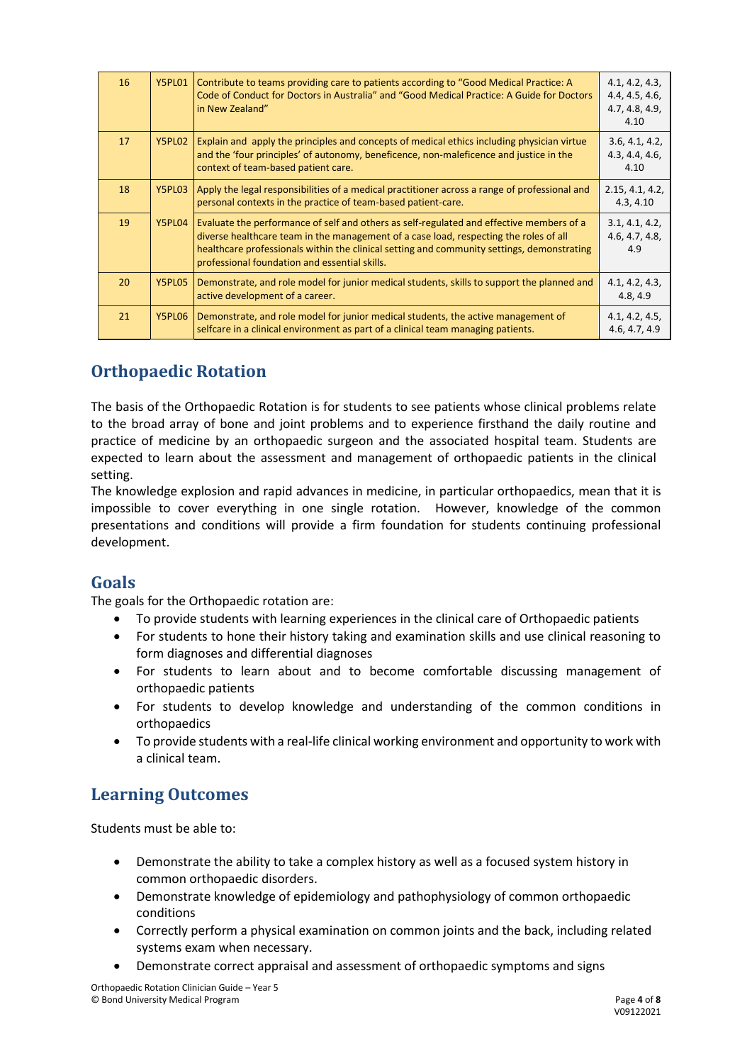| 16 | Y5PL01 | Contribute to teams providing care to patients according to "Good Medical Practice: A Code of Conduct for Doctors in Australia" and "Good Medical Practice: A Guide for Doctors in New Zealand" | 4.1, 4.2, 4.3, 4.4, 4.5, 4.6, 4.7, 4.8, 4.9, 4.10 |
|---|---|---|---|
| 17 | Y5PL02 | Explain and apply the principles and concepts of medical ethics including physician virtue and the 'four principles' of autonomy, beneficence, non-maleficence and justice in the context of team-based patient care. | 3.6, 4.1, 4.2, 4.3, 4.4, 4.6, 4.10 |
| 18 | Y5PL03 | Apply the legal responsibilities of a medical practitioner across a range of professional and personal contexts in the practice of team-based patient-care. | 2.15, 4.1, 4.2, 4.3, 4.10 |
| 19 | Y5PL04 | Evaluate the performance of self and others as self-regulated and effective members of a diverse healthcare team in the management of a case load, respecting the roles of all healthcare professionals within the clinical setting and community settings, demonstrating professional foundation and essential skills. | 3.1, 4.1, 4.2, 4.6, 4.7, 4.8, 4.9 |
| 20 | Y5PL05 | Demonstrate, and role model for junior medical students, skills to support the planned and active development of a career. | 4.1, 4.2, 4.3, 4.8, 4.9 |
| 21 | Y5PL06 | Demonstrate, and role model for junior medical students, the active management of selfcare in a clinical environment as part of a clinical team managing patients. | 4.1, 4.2, 4.5, 4.6, 4.7, 4.9 |

## Orthopaedic Rotation

The basis of the Orthopaedic Rotation is for students to see patients whose clinical problems relate to the broad array of bone and joint problems and to experience firsthand the daily routine and practice of medicine by an orthopaedic surgeon and the associated hospital team. Students are expected to learn about the assessment and management of orthopaedic patients in the clinical setting.

The knowledge explosion and rapid advances in medicine, in particular orthopaedics, mean that it is impossible to cover everything in one single rotation. However, knowledge of the common presentations and conditions will provide a firm foundation for students continuing professional development.

## Goals

The goals for the Orthopaedic rotation are:

- To provide students with learning experiences in the clinical care of Orthopaedic patients
- For students to hone their history taking and examination skills and use clinical reasoning to form diagnoses and differential diagnoses
- For students to learn about and to become comfortable discussing management of orthopaedic patients
- For students to develop knowledge and understanding of the common conditions in orthopaedics
- To provide students with a real-life clinical working environment and opportunity to work with a clinical team.

## Learning Outcomes

Students must be able to:

- Demonstrate the ability to take a complex history as well as a focused system history in common orthopaedic disorders.
- Demonstrate knowledge of epidemiology and pathophysiology of common orthopaedic conditions
- Correctly perform a physical examination on common joints and the back, including related systems exam when necessary.
- Demonstrate correct appraisal and assessment of orthopaedic symptoms and signs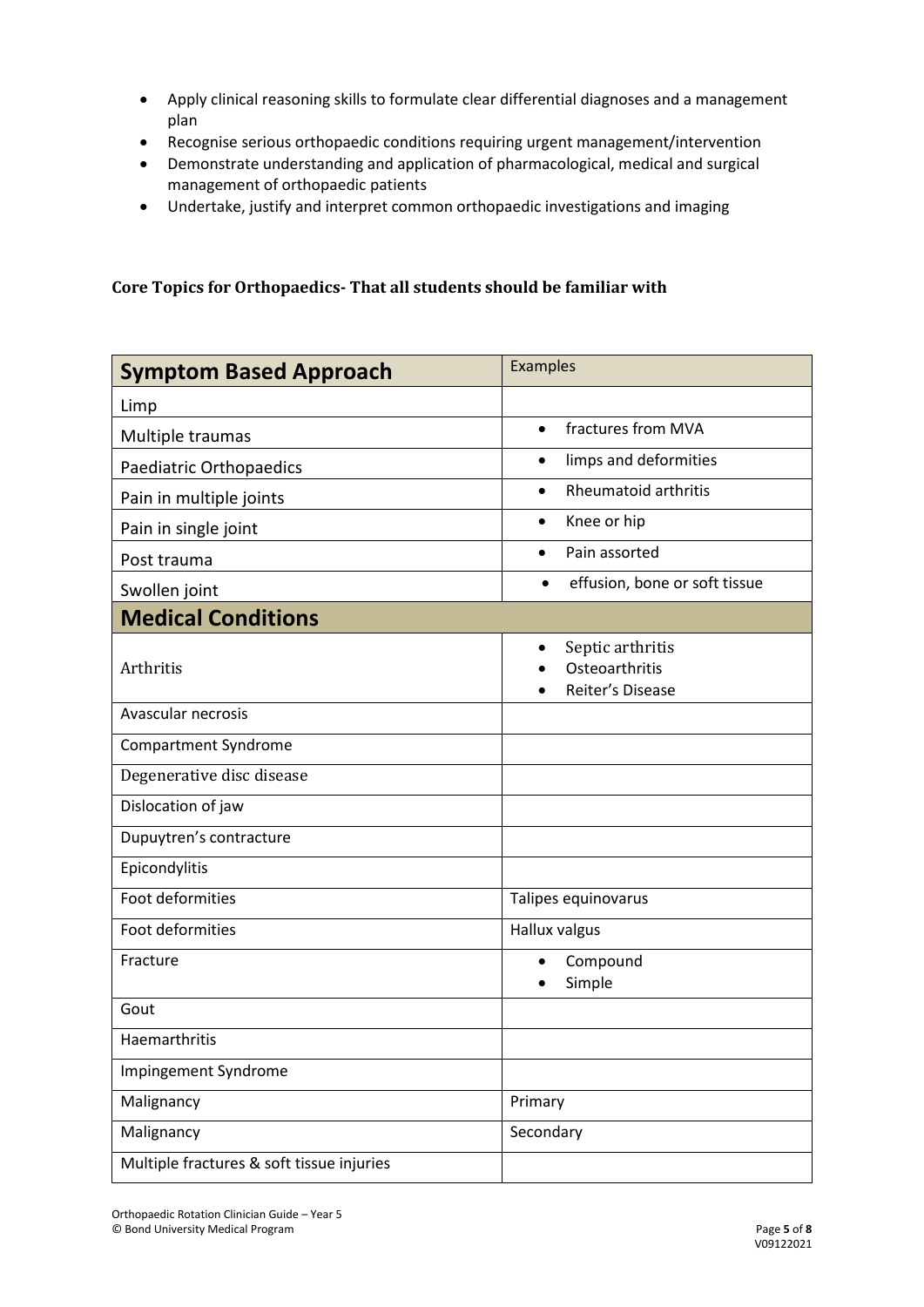- Apply clinical reasoning skills to formulate clear differential diagnoses and a management plan
- Recognise serious orthopaedic conditions requiring urgent management/intervention
- Demonstrate understanding and application of pharmacological, medical and surgical management of orthopaedic patients
- Undertake, justify and interpret common orthopaedic investigations and imaging

**Core Topics for Orthopaedics- That all students should be familiar with**

| **Symptom Based Approach** | Examples |
|---|---|
| Limp | |
| Multiple traumas | • fractures from MVA |
| Paediatric Orthopaedics | • limps and deformities |
| Pain in multiple joints | • Rheumatoid arthritis |
| Pain in single joint | • Knee or hip |
| Post trauma | • Pain assorted |
| Swollen joint | • effusion, bone or soft tissue |
| **Medical Conditions** | |
| Arthritis | • Septic arthritis<br>• Osteoarthritis<br>• Reiter's Disease |
| Avascular necrosis | |
| Compartment Syndrome | |
| Degenerative disc disease | |
| Dislocation of jaw | |
| Dupuytren's contracture | |
| Epicondylitis | |
| Foot deformities | Talipes equinovarus |
| Foot deformities | Hallux valgus |
| Fracture | • Compound<br>• Simple |
| Gout | |
| Haemarthritis | |
| Impingement Syndrome | |
| Malignancy | Primary |
| Malignancy | Secondary |
| Multiple fractures & soft tissue injuries | |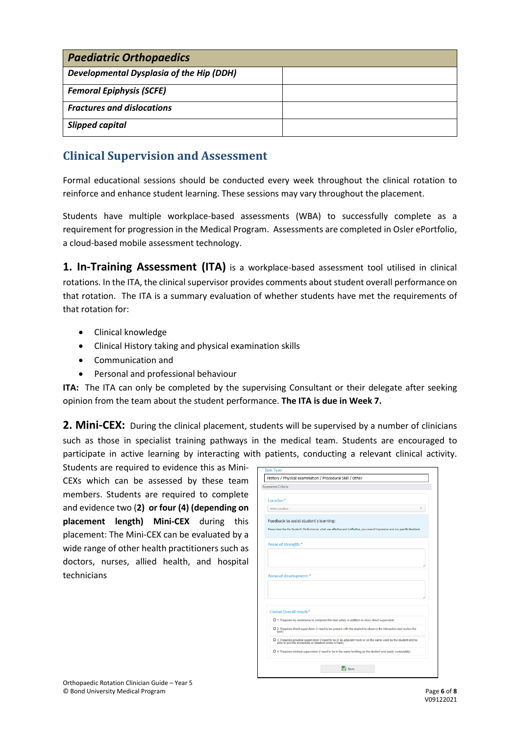| *Paediatric Orthopaedics* | |
|---|---|
| ***Developmental Dysplasia of the Hip (DDH)*** | |
| ***Femoral Epiphysis (SCFE)*** | |
| ***Fractures and dislocations*** | |
| ***Slipped capital*** | |

## Clinical Supervision and Assessment

Formal educational sessions should be conducted every week throughout the clinical rotation to reinforce and enhance student learning. These sessions may vary throughout the placement.

Students have multiple workplace-based assessments (WBA) to successfully complete as a requirement for progression in the Medical Program. Assessments are completed in Osler ePortfolio, a cloud-based mobile assessment technology.

**1. In-Training Assessment (ITA)** is a workplace-based assessment tool utilised in clinical rotations. In the ITA, the clinical supervisor provides comments about student overall performance on that rotation. The ITA is a summary evaluation of whether students have met the requirements of that rotation for:

- Clinical knowledge
- Clinical History taking and physical examination skills
- Communication and
- Personal and professional behaviour

**ITA:** The ITA can only be completed by the supervising Consultant or their delegate after seeking opinion from the team about the student performance. **The ITA is due in Week 7.**

**2. Mini-CEX:** During the clinical placement, students will be supervised by a number of clinicians such as those in specialist training pathways in the medical team. Students are encouraged to participate in active learning by interacting with patients, conducting a relevant clinical activity. Students are required to evidence this as Mini-CEXs which can be assessed by these team members. Students are required to complete and evidence two (**2**) **or four (4) (depending on placement length) Mini-CEX** during this placement: The Mini-CEX can be evaluated by a wide range of other health practitioners such as doctors, nurses, allied health, and hospital technicians

Task Type
History / Physical examination / Procedural Skill / Other
Assessment Criteria

Location*
Select Location...

Feedback to assist student's learning:
Please describe the Student's Performance: what was effective and ineffective, your overall impression and any specific feedback.

Areas of strength:*

Areas of development:*

Global Overall result:*
- 1. Requires my assistance to complete this task safely in addition to close direct supervision
- 2. Requires direct supervision (I need to be present with the student to observe the interaction and review the task)
- 3. Requires proximal supervision (I need to be in an adjacent room or on the same ward as the student and be able to provide immediate or detailed review of task)
- 4. Requires minimal supervision (I need to be in the same building as the student and easily contactable)

Save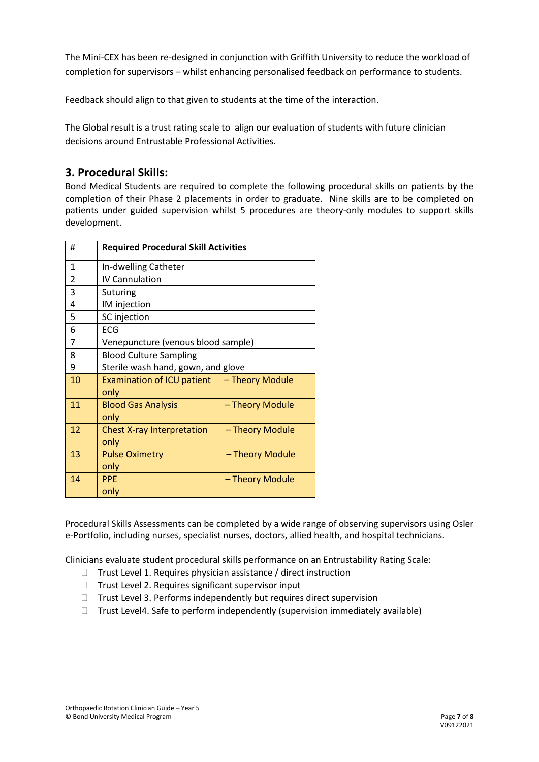The Mini-CEX has been re-designed in conjunction with Griffith University to reduce the workload of completion for supervisors – whilst enhancing personalised feedback on performance to students.

Feedback should align to that given to students at the time of the interaction.

The Global result is a trust rating scale to align our evaluation of students with future clinician decisions around Entrustable Professional Activities.

## 3. Procedural Skills:

Bond Medical Students are required to complete the following procedural skills on patients by the completion of their Phase 2 placements in order to graduate. Nine skills are to be completed on patients under guided supervision whilst 5 procedures are theory-only modules to support skills development.

| # | Required Procedural Skill Activities |
|---|---|
| 1 | In-dwelling Catheter |
| 2 | IV Cannulation |
| 3 | Suturing |
| 4 | IM injection |
| 5 | SC injection |
| 6 | ECG |
| 7 | Venepuncture (venous blood sample) |
| 8 | Blood Culture Sampling |
| 9 | Sterile wash hand, gown, and glove |
| 10 | Examination of ICU patient – Theory Module only |
| 11 | Blood Gas Analysis – Theory Module only |
| 12 | Chest X-ray Interpretation – Theory Module only |
| 13 | Pulse Oximetry – Theory Module only |
| 14 | PPE – Theory Module only |

Procedural Skills Assessments can be completed by a wide range of observing supervisors using Osler e-Portfolio, including nurses, specialist nurses, doctors, allied health, and hospital technicians.

Clinicians evaluate student procedural skills performance on an Entrustability Rating Scale:

- Trust Level 1. Requires physician assistance / direct instruction
- Trust Level 2. Requires significant supervisor input
- Trust Level 3. Performs independently but requires direct supervision
- Trust Level4. Safe to perform independently (supervision immediately available)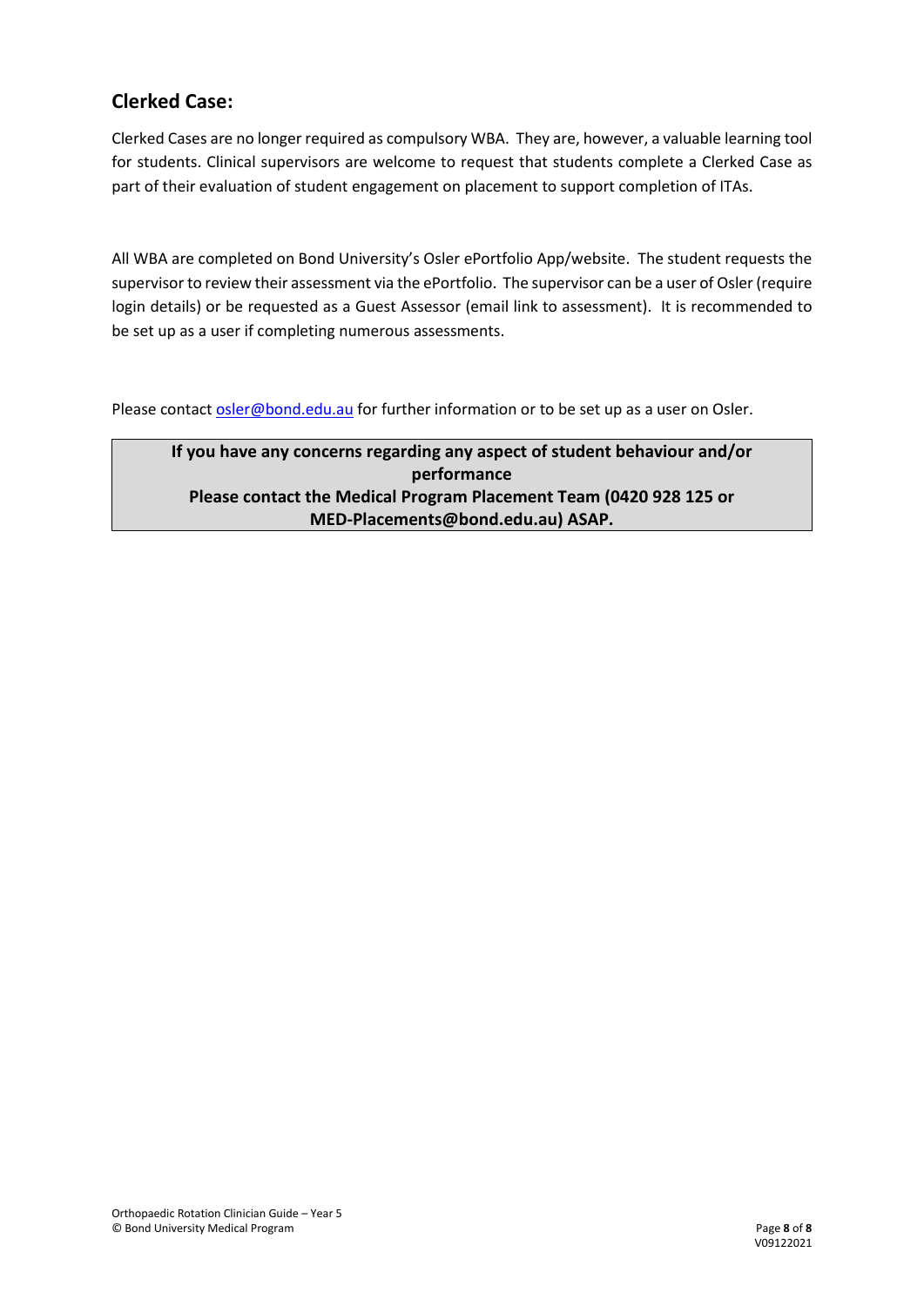## Clerked Case:

Clerked Cases are no longer required as compulsory WBA. They are, however, a valuable learning tool for students. Clinical supervisors are welcome to request that students complete a Clerked Case as part of their evaluation of student engagement on placement to support completion of ITAs.

All WBA are completed on Bond University's Osler ePortfolio App/website. The student requests the supervisor to review their assessment via the ePortfolio. The supervisor can be a user of Osler (require login details) or be requested as a Guest Assessor (email link to assessment). It is recommended to be set up as a user if completing numerous assessments.

Please contact osler@bond.edu.au for further information or to be set up as a user on Osler.

**If you have any concerns regarding any aspect of student behaviour and/or performance**
**Please contact the Medical Program Placement Team (0420 928 125 or MED-Placements@bond.edu.au) ASAP.**